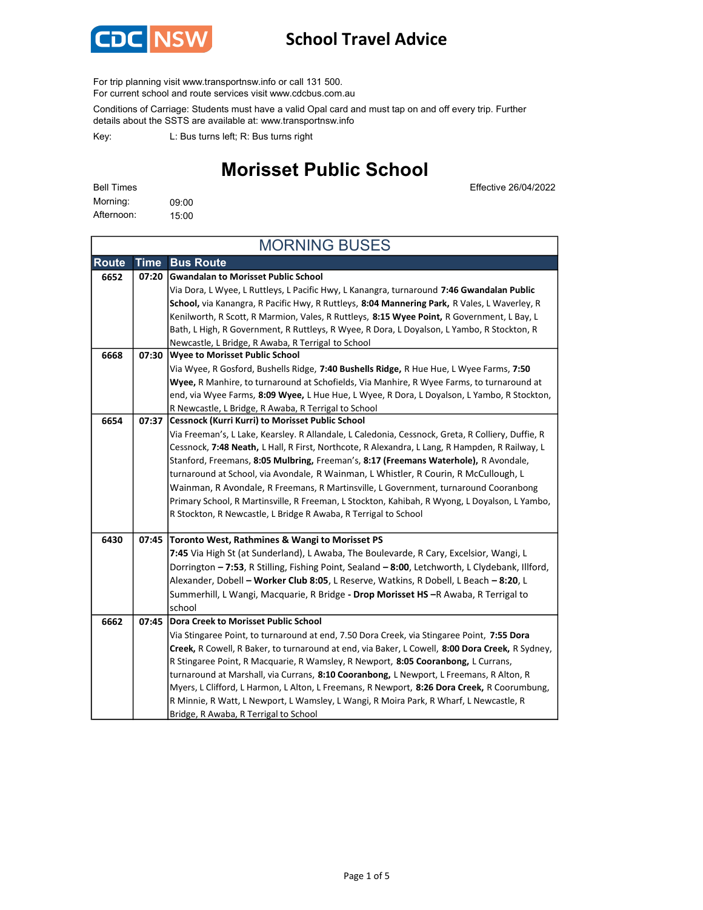# School Travel Advice

For trip planning visit www.transportnsw.info or call 131 500.
For current school and route services visit www.cdcbus.com.au

Conditions of Carriage: Students must have a valid Opal card and must tap on and off every trip. Further details about the SSTS are available at: www.transportnsw.info

Key: L: Bus turns left; R: Bus turns right

## Morisset Public School

Effective 26/04/2022

Bell Times
Morning: 09:00
Afternoon: 15:00

### MORNING BUSES

| Route | Time | Bus Route |
|---|---|---|
| 6652 | 07:20 | **Gwandalan to Morisset Public School**<br>Via Dora, L Wyee, L Ruttleys, L Pacific Hwy, L Kanangra, turnaround **7:46 Gwandalan Public School,** via Kanangra, R Pacific Hwy, R Ruttleys, **8:04 Mannering Park,** R Vales, L Waverley, R Kenilworth, R Scott, R Marmion, Vales, R Ruttleys, **8:15 Wyee Point,** R Government, L Bay, L Bath, L High, R Government, R Ruttleys, R Wyee, R Dora, L Doyalson, L Yambo, R Stockton, R Newcastle, L Bridge, R Awaba, R Terrigal to School |
| 6668 | 07:30 | **Wyee to Morisset Public School**<br>Via Wyee, R Gosford, Bushells Ridge, **7:40 Bushells Ridge,** R Hue Hue, L Wyee Farms, **7:50 Wyee,** R Manhire, to turnaround at Schofields, Via Manhire, R Wyee Farms, to turnaround at end, via Wyee Farms, **8:09 Wyee,** L Hue Hue, L Wyee, R Dora, L Doyalson, L Yambo, R Stockton, R Newcastle, L Bridge, R Awaba, R Terrigal to School |
| 6654 | 07:37 | **Cessnock (Kurri Kurri) to Morisset Public School**<br>Via Freeman's, L Lake, Kearsley. R Allandale, L Caledonia, Cessnock, Greta, R Colliery, Duffie, R Cessnock, **7:48 Neath,** L Hall, R First, Northcote, R Alexandra, L Lang, R Hampden, R Railway, L Stanford, Freemans, **8:05 Mulbring,** Freeman's, **8:17 (Freemans Waterhole),** R Avondale, turnaround at School, via Avondale, R Wainman, L Whistler, R Courin, R McCullough, L Wainman, R Avondale, R Freemans, R Martinsville, L Government, turnaround Cooranbong Primary School, R Martinsville, R Freeman, L Stockton, Kahibah, R Wyong, L Doyalson, L Yambo, R Stockton, R Newcastle, L Bridge R Awaba, R Terrigal to School |
| 6430 | 07:45 | **Toronto West, Rathmines & Wangi to Morisset PS**<br>**7:45** Via High St (at Sunderland), L Awaba, The Boulevarde, R Cary, Excelsior, Wangi, L Dorrington **– 7:53**, R Stilling, Fishing Point, Sealand **– 8:00**, Letchworth, L Clydebank, Illford, Alexander, Dobell **– Worker Club 8:05**, L Reserve, Watkins, R Dobell, L Beach **– 8:20**, L Summerhill, L Wangi, Macquarie, R Bridge **- Drop Morisset HS –**R Awaba, R Terrigal to school |
| 6662 | 07:45 | **Dora Creek to Morisset Public School**<br>Via Stingaree Point, to turnaround at end, 7.50 Dora Creek, via Stingaree Point, **7:55 Dora Creek,** R Cowell, R Baker, to turnaround at end, via Baker, L Cowell, **8:00 Dora Creek,** R Sydney, R Stingaree Point, R Macquarie, R Wamsley, R Newport, **8:05 Cooranbong,** L Currans, turnaround at Marshall, via Currans, **8:10 Cooranbong,** L Newport, L Freemans, R Alton, R Myers, L Clifford, L Harmon, L Alton, L Freemans, R Newport, **8:26 Dora Creek,** R Coorumbung, R Minnie, R Watt, L Newport, L Wamsley, L Wangi, R Moira Park, R Wharf, L Newcastle, R Bridge, R Awaba, R Terrigal to School |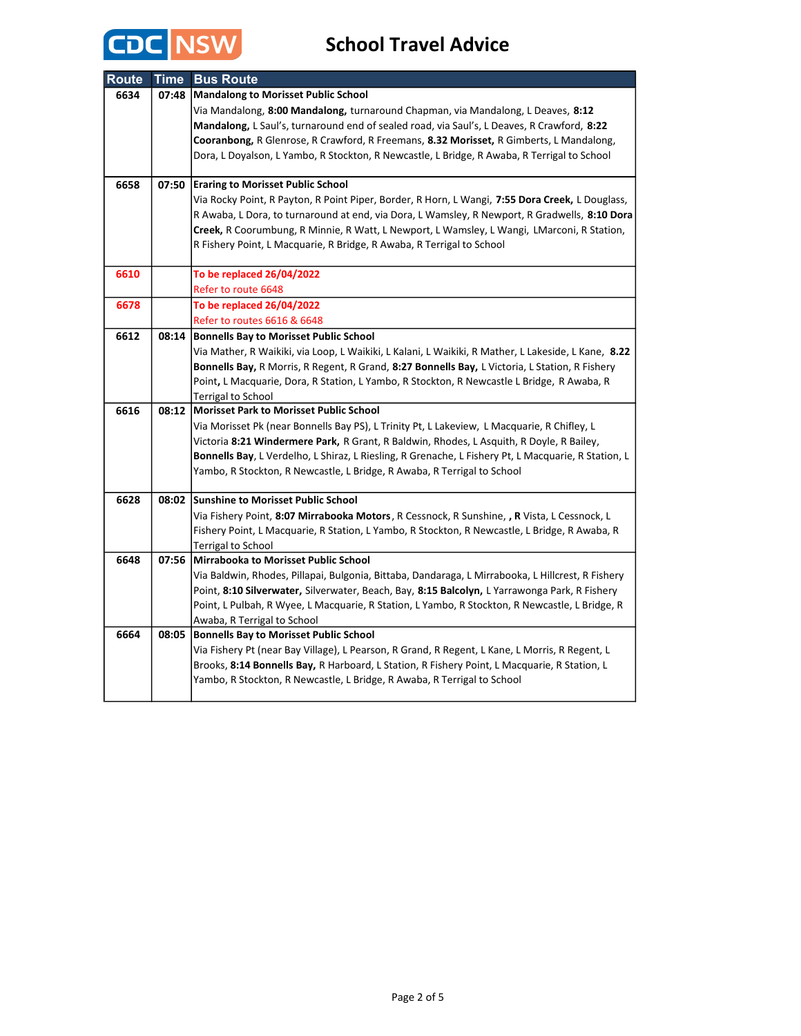# School Travel Advice

| Route | Time | Bus Route |
|---|---|---|
| 6634 | 07:48 | **Mandalong to Morisset Public School**<br>Via Mandalong, **8:00 Mandalong,** turnaround Chapman, via Mandalong, L Deaves, **8:12 Mandalong,** L Saul's, turnaround end of sealed road, via Saul's, L Deaves, R Crawford, **8:22 Cooranbong,** R Glenrose, R Crawford, R Freemans, **8.32 Morisset,** R Gimberts, L Mandalong, Dora, L Doyalson, L Yambo, R Stockton, R Newcastle, L Bridge, R Awaba, R Terrigal to School |
| 6658 | 07:50 | **Eraring to Morisset Public School**<br>Via Rocky Point, R Payton, R Point Piper, Border, R Horn, L Wangi, **7:55 Dora Creek,** L Douglass, R Awaba, L Dora, to turnaround at end, via Dora, L Wamsley, R Newport, R Gradwells, **8:10 Dora Creek,** R Coorumbung, R Minnie, R Watt, L Newport, L Wamsley, L Wangi, LMarconi, R Station, R Fishery Point, L Macquarie, R Bridge, R Awaba, R Terrigal to School |
| 6610 | | To be replaced 26/04/2022<br>Refer to route 6648 |
| 6678 | | To be replaced 26/04/2022<br>Refer to routes 6616 & 6648 |
| 6612 | 08:14 | **Bonnells Bay to Morisset Public School**<br>Via Mather, R Waikiki, via Loop, L Waikiki, L Kalani, L Waikiki, R Mather, L Lakeside, L Kane, **8.22 Bonnells Bay,** R Morris, R Regent, R Grand, **8:27 Bonnells Bay,** L Victoria, L Station, R Fishery Point**,** L Macquarie, Dora, R Station, L Yambo, R Stockton, R Newcastle L Bridge, R Awaba, R Terrigal to School |
| 6616 | 08:12 | **Morisset Park to Morisset Public School**<br>Via Morisset Pk (near Bonnells Bay PS), L Trinity Pt, L Lakeview, L Macquarie, R Chifley, L Victoria **8:21 Windermere Park,** R Grant, R Baldwin, Rhodes, L Asquith, R Doyle, R Bailey, **Bonnells Bay**, L Verdelho, L Shiraz, L Riesling, R Grenache, L Fishery Pt, L Macquarie, R Station, L Yambo, R Stockton, R Newcastle, L Bridge, R Awaba, R Terrigal to School |
| 6628 | 08:02 | **Sunshine to Morisset Public School**<br>Via Fishery Point, **8:07 Mirrabooka Motors**, R Cessnock, R Sunshine, **, R** Vista, L Cessnock, L Fishery Point, L Macquarie, R Station, L Yambo, R Stockton, R Newcastle, L Bridge, R Awaba, R Terrigal to School |
| 6648 | 07:56 | **Mirrabooka to Morisset Public School**<br>Via Baldwin, Rhodes, Pillapai, Bulgonia, Bittaba, Dandaraga, L Mirrabooka, L Hillcrest, R Fishery Point, **8:10 Silverwater,** Silverwater, Beach, Bay, **8:15 Balcolyn,** L Yarrawonga Park, R Fishery Point, L Pulbah, R Wyee, L Macquarie, R Station, L Yambo, R Stockton, R Newcastle, L Bridge, R Awaba, R Terrigal to School |
| 6664 | 08:05 | **Bonnells Bay to Morisset Public School**<br>Via Fishery Pt (near Bay Village), L Pearson, R Grand, R Regent, L Kane, L Morris, R Regent, L Brooks, **8:14 Bonnells Bay,** R Harboard, L Station, R Fishery Point, L Macquarie, R Station, L Yambo, R Stockton, R Newcastle, L Bridge, R Awaba, R Terrigal to School |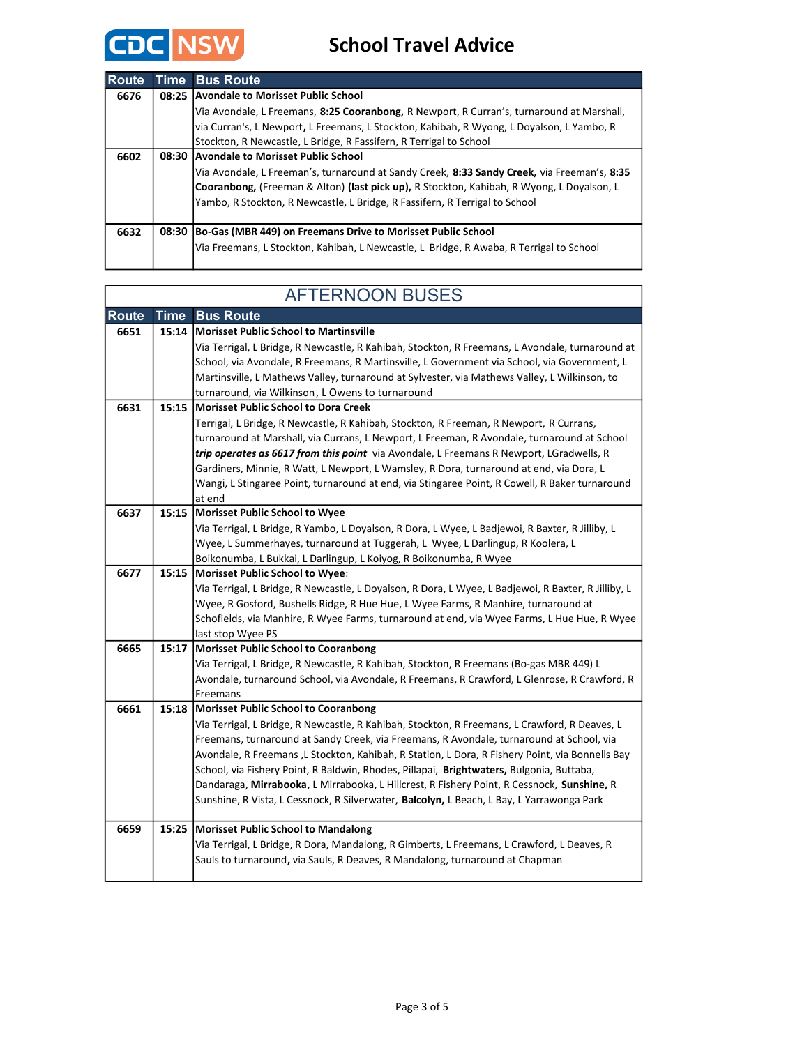# School Travel Advice

| Route | Time | Bus Route |
|---|---|---|
| 6676 | 08:25 | **Avondale to Morisset Public School**<br>Via Avondale, L Freemans, **8:25 Cooranbong,** R Newport, R Curran's, turnaround at Marshall, via Curran's, L Newport**,** L Freemans, L Stockton, Kahibah, R Wyong, L Doyalson, L Yambo, R Stockton, R Newcastle, L Bridge, R Fassifern, R Terrigal to School |
| 6602 | 08:30 | **Avondale to Morisset Public School**<br>Via Avondale, L Freeman's, turnaround at Sandy Creek, **8:33 Sandy Creek,** via Freeman's, **8:35 Cooranbong,** (Freeman & Alton) **(last pick up),** R Stockton, Kahibah, R Wyong, L Doyalson, L Yambo, R Stockton, R Newcastle, L Bridge, R Fassifern, R Terrigal to School |
| 6632 | 08:30 | **Bo-Gas (MBR 449) on Freemans Drive to Morisset Public School**<br>Via Freemans, L Stockton, Kahibah, L Newcastle, L Bridge, R Awaba, R Terrigal to School |

## AFTERNOON BUSES

| Route | Time | Bus Route |
|---|---|---|
| 6651 | 15:14 | **Morisset Public School to Martinsville**<br>Via Terrigal, L Bridge, R Newcastle, R Kahibah, Stockton, R Freemans, L Avondale, turnaround at School, via Avondale, R Freemans, R Martinsville, L Government via School, via Government, L Martinsville, L Mathews Valley, turnaround at Sylvester, via Mathews Valley, L Wilkinson, to turnaround, via Wilkinson, L Owens to turnaround |
| 6631 | 15:15 | **Morisset Public School to Dora Creek**<br>Terrigal, L Bridge, R Newcastle, R Kahibah, Stockton, R Freeman, R Newport, R Currans, turnaround at Marshall, via Currans, L Newport, L Freeman, R Avondale, turnaround at School ***trip operates as 6617 from this point*** via Avondale, L Freemans R Newport, LGradwells, R Gardiners, Minnie, R Watt, L Newport, L Wamsley, R Dora, turnaround at end, via Dora, L Wangi, L Stingaree Point, turnaround at end, via Stingaree Point, R Cowell, R Baker turnaround at end |
| 6637 | 15:15 | **Morisset Public School to Wyee**<br>Via Terrigal, L Bridge, R Yambo, L Doyalson, R Dora, L Wyee, L Badjewoi, R Baxter, R Jilliby, L Wyee, L Summerhayes, turnaround at Tuggerah, L Wyee, L Darlingup, R Koolera, L Boikonumba, L Bukkai, L Darlingup, L Koiyog, R Boikonumba, R Wyee |
| 6677 | 15:15 | **Morisset Public School to Wyee**:<br>Via Terrigal, L Bridge, R Newcastle, L Doyalson, R Dora, L Wyee, L Badjewoi, R Baxter, R Jilliby, L Wyee, R Gosford, Bushells Ridge, R Hue Hue, L Wyee Farms, R Manhire, turnaround at Schofields, via Manhire, R Wyee Farms, turnaround at end, via Wyee Farms, L Hue Hue, R Wyee last stop Wyee PS |
| 6665 | 15:17 | **Morisset Public School to Cooranbong**<br>Via Terrigal, L Bridge, R Newcastle, R Kahibah, Stockton, R Freemans (Bo-gas MBR 449) L Avondale, turnaround School, via Avondale, R Freemans, R Crawford, L Glenrose, R Crawford, R Freemans |
| 6661 | 15:18 | **Morisset Public School to Cooranbong**<br>Via Terrigal, L Bridge, R Newcastle, R Kahibah, Stockton, R Freemans, L Crawford, R Deaves, L Freemans, turnaround at Sandy Creek, via Freemans, R Avondale, turnaround at School, via Avondale, R Freemans ,L Stockton, Kahibah, R Station, L Dora, R Fishery Point, via Bonnells Bay School, via Fishery Point, R Baldwin, Rhodes, Pillapai, **Brightwaters,** Bulgonia, Buttaba, Dandaraga, **Mirrabooka**, L Mirrabooka, L Hillcrest, R Fishery Point, R Cessnock, **Sunshine,** R Sunshine, R Vista, L Cessnock, R Silverwater, **Balcolyn,** L Beach, L Bay, L Yarrawonga Park |
| 6659 | 15:25 | **Morisset Public School to Mandalong**<br>Via Terrigal, L Bridge, R Dora, Mandalong, R Gimberts, L Freemans, L Crawford, L Deaves, R Sauls to turnaround**,** via Sauls, R Deaves, R Mandalong, turnaround at Chapman |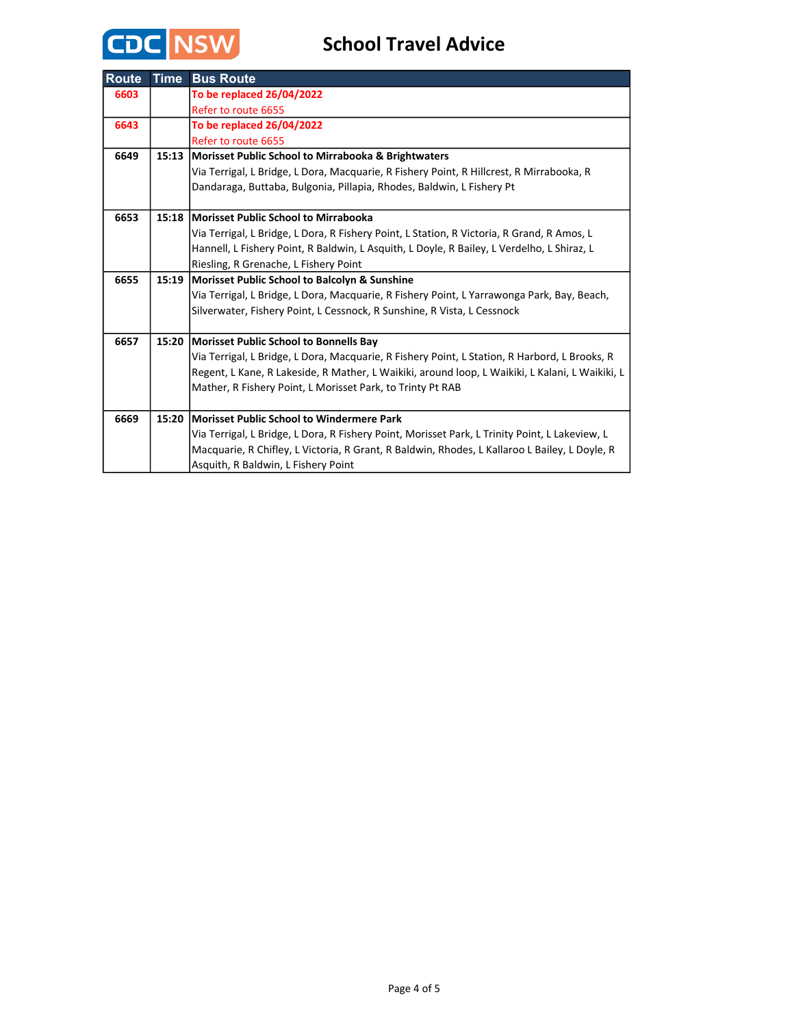# School Travel Advice

| Route | Time | Bus Route |
|---|---|---|
| 6603 | | **To be replaced 26/04/2022** Refer to route 6655 |
| 6643 | | **To be replaced 26/04/2022** Refer to route 6655 |
| 6649 | 15:13 | **Morisset Public School to Mirrabooka & Brightwaters** Via Terrigal, L Bridge, L Dora, Macquarie, R Fishery Point, R Hillcrest, R Mirrabooka, R Dandaraga, Buttaba, Bulgonia, Pillapia, Rhodes, Baldwin, L Fishery Pt |
| 6653 | 15:18 | **Morisset Public School to Mirrabooka** Via Terrigal, L Bridge, L Dora, R Fishery Point, L Station, R Victoria, R Grand, R Amos, L Hannell, L Fishery Point, R Baldwin, L Asquith, L Doyle, R Bailey, L Verdelho, L Shiraz, L Riesling, R Grenache, L Fishery Point |
| 6655 | 15:19 | **Morisset Public School to Balcolyn & Sunshine** Via Terrigal, L Bridge, L Dora, Macquarie, R Fishery Point, L Yarrawonga Park, Bay, Beach, Silverwater, Fishery Point, L Cessnock, R Sunshine, R Vista, L Cessnock |
| 6657 | 15:20 | **Morisset Public School to Bonnells Bay** Via Terrigal, L Bridge, L Dora, Macquarie, R Fishery Point, L Station, R Harbord, L Brooks, R Regent, L Kane, R Lakeside, R Mather, L Waikiki, around loop, L Waikiki, L Kalani, L Waikiki, L Mather, R Fishery Point, L Morisset Park, to Trinty Pt RAB |
| 6669 | 15:20 | **Morisset Public School to Windermere Park** Via Terrigal, L Bridge, L Dora, R Fishery Point, Morisset Park, L Trinity Point, L Lakeview, L Macquarie, R Chifley, L Victoria, R Grant, R Baldwin, Rhodes, L Kallaroo L Bailey, L Doyle, R Asquith, R Baldwin, L Fishery Point |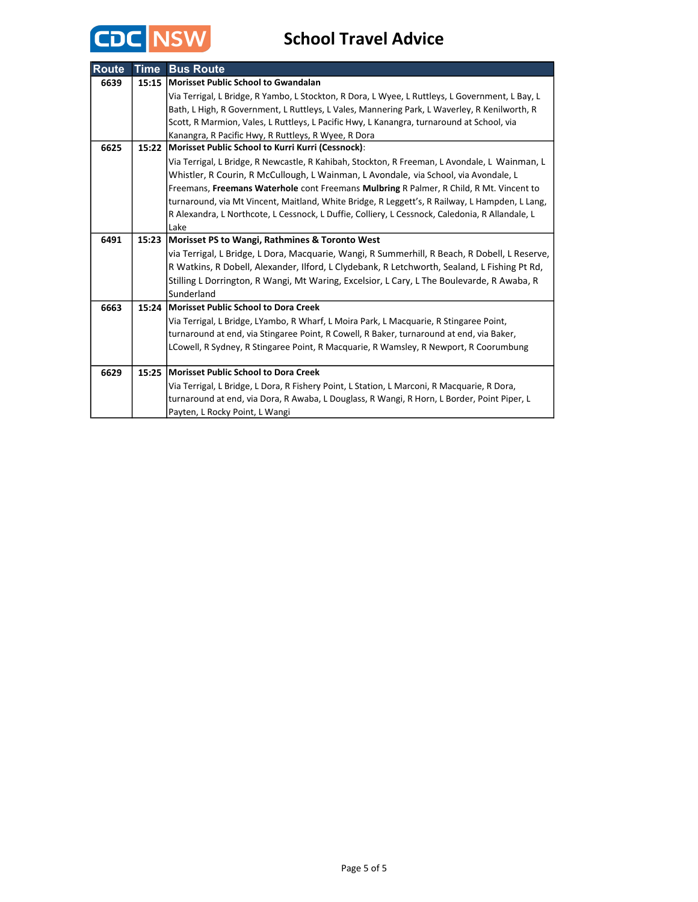# School Travel Advice

| Route | Time | Bus Route |
|---|---|---|
| 6639 | 15:15 | **Morisset Public School to Gwandalan**<br>Via Terrigal, L Bridge, R Yambo, L Stockton, R Dora, L Wyee, L Ruttleys, L Government, L Bay, L Bath, L High, R Government, L Ruttleys, L Vales, Mannering Park, L Waverley, R Kenilworth, R Scott, R Marmion, Vales, L Ruttleys, L Pacific Hwy, L Kanangra, turnaround at School, via Kanangra, R Pacific Hwy, R Ruttleys, R Wyee, R Dora |
| 6625 | 15:22 | **Morisset Public School to Kurri Kurri (Cessnock)**:<br>Via Terrigal, L Bridge, R Newcastle, R Kahibah, Stockton, R Freeman, L Avondale, L Wainman, L Whistler, R Courin, R McCullough, L Wainman, L Avondale, via School, via Avondale, L Freemans, **Freemans Waterhole** cont Freemans **Mulbring** R Palmer, R Child, R Mt. Vincent to turnaround, via Mt Vincent, Maitland, White Bridge, R Leggett's, R Railway, L Hampden, L Lang, R Alexandra, L Northcote, L Cessnock, L Duffie, Colliery, L Cessnock, Caledonia, R Allandale, L Lake |
| 6491 | 15:23 | **Morisset PS to Wangi, Rathmines & Toronto West**<br>via Terrigal, L Bridge, L Dora, Macquarie, Wangi, R Summerhill, R Beach, R Dobell, L Reserve, R Watkins, R Dobell, Alexander, Ilford, L Clydebank, R Letchworth, Sealand, L Fishing Pt Rd, Stilling L Dorrington, R Wangi, Mt Waring, Excelsior, L Cary, L The Boulevarde, R Awaba, R Sunderland |
| 6663 | 15:24 | **Morisset Public School to Dora Creek**<br>Via Terrigal, L Bridge, LYambo, R Wharf, L Moira Park, L Macquarie, R Stingaree Point, turnaround at end, via Stingaree Point, R Cowell, R Baker, turnaround at end, via Baker, LCowell, R Sydney, R Stingaree Point, R Macquarie, R Wamsley, R Newport, R Coorumbung |
| 6629 | 15:25 | **Morisset Public School to Dora Creek**<br>Via Terrigal, L Bridge, L Dora, R Fishery Point, L Station, L Marconi, R Macquarie, R Dora, turnaround at end, via Dora, R Awaba, L Douglass, R Wangi, R Horn, L Border, Point Piper, L Payten, L Rocky Point, L Wangi |